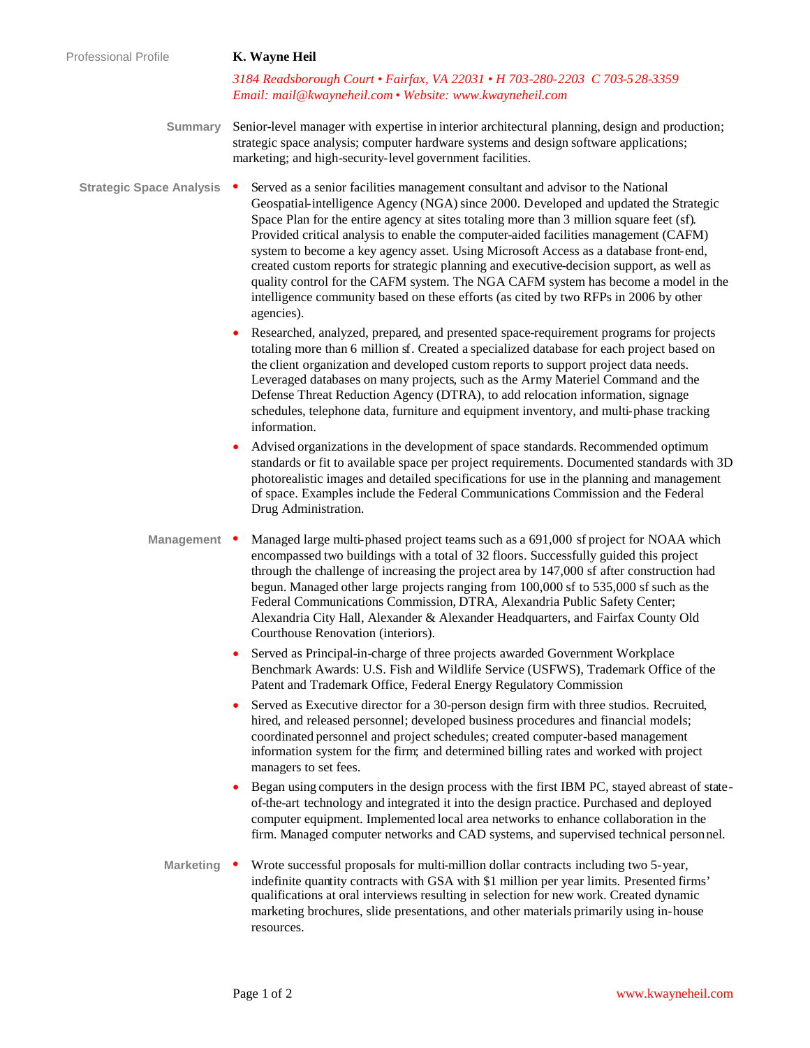Professional Profile

# K. Wayne Heil

*3184 Readsborough Court • Fairfax, VA 22031 • H 703-280-2203 C 703-528-3359*
*Email: mail@kwayneheil.com • Website: www.kwayneheil.com*

## Summary

Senior-level manager with expertise in interior architectural planning, design and production; strategic space analysis; computer hardware systems and design software applications; marketing; and high-security-level government facilities.

## Strategic Space Analysis

- Served as a senior facilities management consultant and advisor to the National Geospatial-intelligence Agency (NGA) since 2000. Developed and updated the Strategic Space Plan for the entire agency at sites totaling more than 3 million square feet (sf). Provided critical analysis to enable the computer-aided facilities management (CAFM) system to become a key agency asset. Using Microsoft Access as a database front-end, created custom reports for strategic planning and executive-decision support, as well as quality control for the CAFM system. The NGA CAFM system has become a model in the intelligence community based on these efforts (as cited by two RFPs in 2006 by other agencies).
- Researched, analyzed, prepared, and presented space-requirement programs for projects totaling more than 6 million sf. Created a specialized database for each project based on the client organization and developed custom reports to support project data needs. Leveraged databases on many projects, such as the Army Materiel Command and the Defense Threat Reduction Agency (DTRA), to add relocation information, signage schedules, telephone data, furniture and equipment inventory, and multi-phase tracking information.
- Advised organizations in the development of space standards. Recommended optimum standards or fit to available space per project requirements. Documented standards with 3D photorealistic images and detailed specifications for use in the planning and management of space. Examples include the Federal Communications Commission and the Federal Drug Administration.

## Management

- Managed large multi-phased project teams such as a 691,000 sf project for NOAA which encompassed two buildings with a total of 32 floors. Successfully guided this project through the challenge of increasing the project area by 147,000 sf after construction had begun. Managed other large projects ranging from 100,000 sf to 535,000 sf such as the Federal Communications Commission, DTRA, Alexandria Public Safety Center; Alexandria City Hall, Alexander & Alexander Headquarters, and Fairfax County Old Courthouse Renovation (interiors).
- Served as Principal-in-charge of three projects awarded Government Workplace Benchmark Awards: U.S. Fish and Wildlife Service (USFWS), Trademark Office of the Patent and Trademark Office, Federal Energy Regulatory Commission
- Served as Executive director for a 30-person design firm with three studios. Recruited, hired, and released personnel; developed business procedures and financial models; coordinated personnel and project schedules; created computer-based management information system for the firm; and determined billing rates and worked with project managers to set fees.
- Began using computers in the design process with the first IBM PC, stayed abreast of state-of-the-art technology and integrated it into the design practice. Purchased and deployed computer equipment. Implemented local area networks to enhance collaboration in the firm. Managed computer networks and CAD systems, and supervised technical personnel.

## Marketing

- Wrote successful proposals for multi-million dollar contracts including two 5-year, indefinite quantity contracts with GSA with $1 million per year limits. Presented firms' qualifications at oral interviews resulting in selection for new work. Created dynamic marketing brochures, slide presentations, and other materials primarily using in-house resources.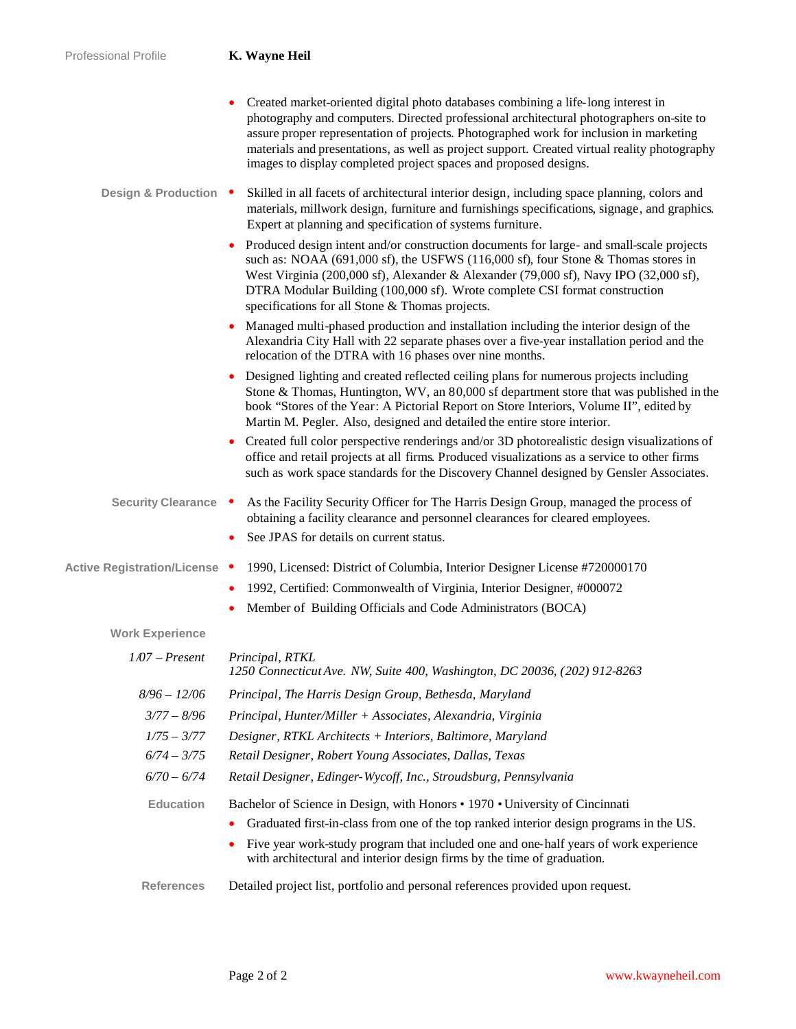**Professional Profile** — **K. Wayne Heil**

- Created market-oriented digital photo databases combining a life-long interest in photography and computers. Directed professional architectural photographers on-site to assure proper representation of projects. Photographed work for inclusion in marketing materials and presentations, as well as project support. Created virtual reality photography images to display completed project spaces and proposed designs.

### Design & Production

- Skilled in all facets of architectural interior design, including space planning, colors and materials, millwork design, furniture and furnishings specifications, signage, and graphics. Expert at planning and specification of systems furniture.
- Produced design intent and/or construction documents for large- and small-scale projects such as: NOAA (691,000 sf), the USFWS (116,000 sf), four Stone & Thomas stores in West Virginia (200,000 sf), Alexander & Alexander (79,000 sf), Navy IPO (32,000 sf), DTRA Modular Building (100,000 sf). Wrote complete CSI format construction specifications for all Stone & Thomas projects.
- Managed multi-phased production and installation including the interior design of the Alexandria City Hall with 22 separate phases over a five-year installation period and the relocation of the DTRA with 16 phases over nine months.
- Designed lighting and created reflected ceiling plans for numerous projects including Stone & Thomas, Huntington, WV, an 80,000 sf department store that was published in the book "Stores of the Year: A Pictorial Report on Store Interiors, Volume II", edited by Martin M. Pegler. Also, designed and detailed the entire store interior.
- Created full color perspective renderings and/or 3D photorealistic design visualizations of office and retail projects at all firms. Produced visualizations as a service to other firms such as work space standards for the Discovery Channel designed by Gensler Associates.

### Security Clearance

- As the Facility Security Officer for The Harris Design Group, managed the process of obtaining a facility clearance and personnel clearances for cleared employees.
- See JPAS for details on current status.

### Active Registration/License

- 1990, Licensed: District of Columbia, Interior Designer License #720000170
- 1992, Certified: Commonwealth of Virginia, Interior Designer, #000072
- Member of Building Officials and Code Administrators (BOCA)

### Work Experience

| | |
|---|---|
| *1/07 – Present* | *Principal, RTKL*<br>*1250 Connecticut Ave. NW, Suite 400, Washington, DC 20036, (202) 912-8263* |
| *8/96 – 12/06* | *Principal, The Harris Design Group, Bethesda, Maryland* |
| *3/77 – 8/96* | *Principal, Hunter/Miller + Associates, Alexandria, Virginia* |
| *1/75 – 3/77* | *Designer, RTKL Architects + Interiors, Baltimore, Maryland* |
| *6/74 – 3/75* | *Retail Designer, Robert Young Associates, Dallas, Texas* |
| *6/70 – 6/74* | *Retail Designer, Edinger-Wycoff, Inc., Stroudsburg, Pennsylvania* |

### Education

Bachelor of Science in Design, with Honors • 1970 • University of Cincinnati

- Graduated first-in-class from one of the top ranked interior design programs in the US.
- Five year work-study program that included one and one-half years of work experience with architectural and interior design firms by the time of graduation.

### References

Detailed project list, portfolio and personal references provided upon request.

www.kwayneheil.com